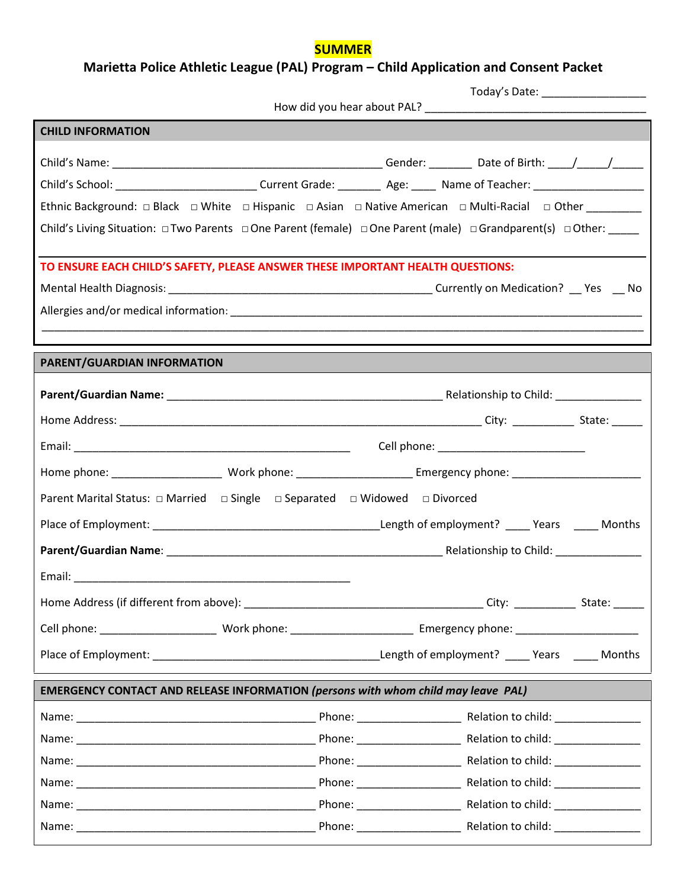# SUMMER

## Marietta Police Athletic League (PAL) Program – Child Application and Consent Packet

Today's Date: _________________

How did you hear about PAL? ____________________________________

### CHILD INFORMATION

Child's Name: _____________________________________________ Gender: _______ Date of Birth: ____/_____/_____

Child's School: _______________________ Current Grade: _______ Age: ____ Name of Teacher: __________________

Ethnic Background: □ Black □ White □ Hispanic □ Asian □ Native American □ Multi-Racial □ Other _________

Child's Living Situation: □ Two Parents □ One Parent (female) □ One Parent (male) □ Grandparent(s) □ Other: _____

**TO ENSURE EACH CHILD'S SAFETY, PLEASE ANSWER THESE IMPORTANT HEALTH QUESTIONS:**

Mental Health Diagnosis: ___________________________________________ Currently on Medication? __ Yes __ No

Allergies and/or medical information: ______________________________________________________________

_____________________________________________________________________________________________

### PARENT/GUARDIAN INFORMATION

**Parent/Guardian Name:** _____________________________________________ Relationship to Child: ______________

Home Address: ____________________________________________________________ City: __________ State: _____

Email: ______________________________________________ Cell phone: ________________________

Home phone: __________________ Work phone: ___________________ Emergency phone: _____________________

Parent Marital Status: □ Married □ Single □ Separated □ Widowed □ Divorced

Place of Employment: _____________________________________Length of employment? ____ Years ____ Months

**Parent/Guardian Name**: _____________________________________________ Relationship to Child: ______________

Email: ______________________________________________

Home Address (if different from above): _______________________________________ City: __________ State: _____

Cell phone: ___________________ Work phone: ____________________ Emergency phone: ____________________

Place of Employment: _____________________________________Length of employment? ____ Years ____ Months

### EMERGENCY CONTACT AND RELEASE INFORMATION *(persons with whom child may leave PAL)*

Name: _______________________________________ Phone: _________________ Relation to child: ______________

Name: _______________________________________ Phone: _________________ Relation to child: ______________

Name: _______________________________________ Phone: _________________ Relation to child: ______________

Name: _______________________________________ Phone: _________________ Relation to child: ______________

Name: _______________________________________ Phone: _________________ Relation to child: ______________

Name: _______________________________________ Phone: _________________ Relation to child: ______________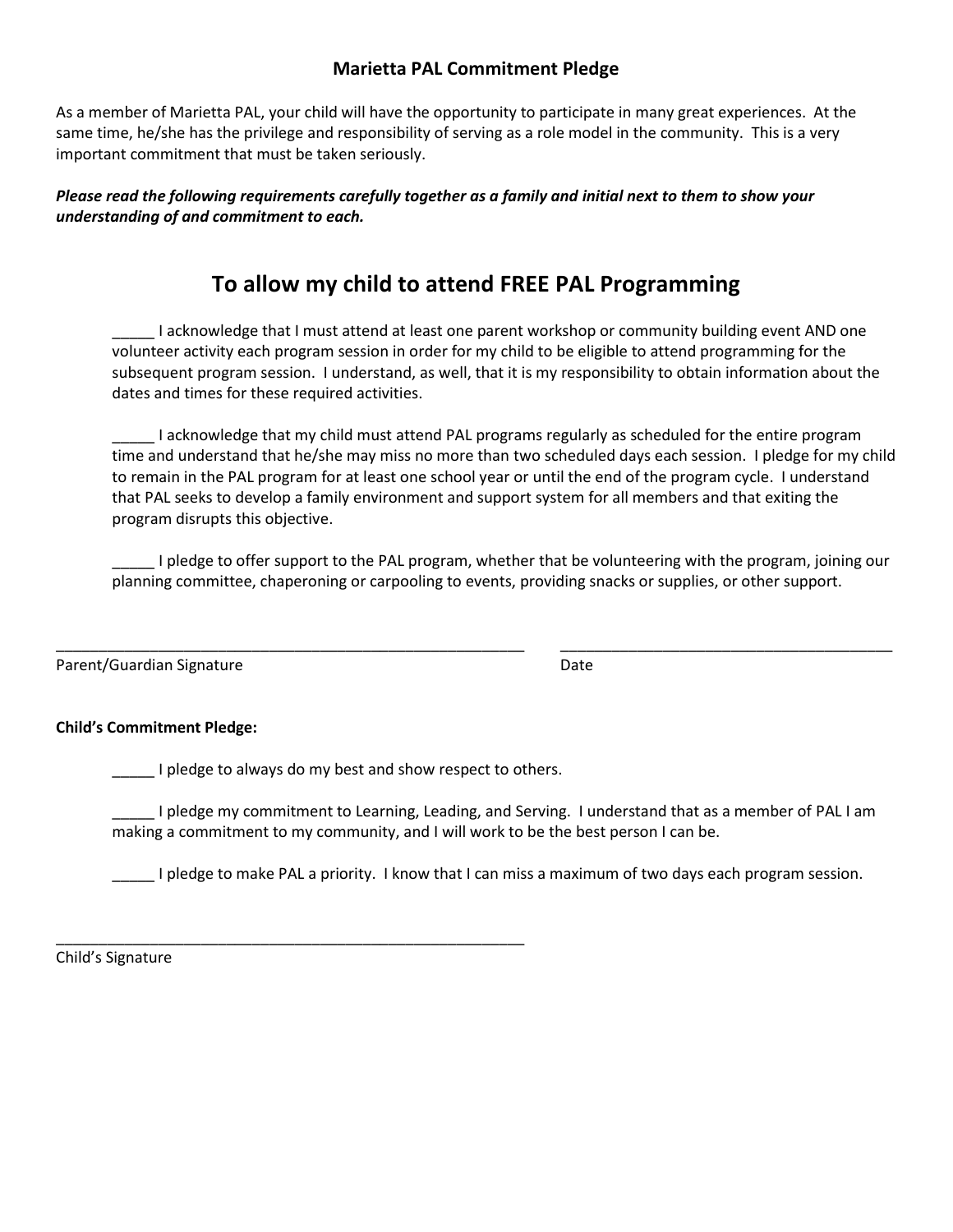**Marietta PAL Commitment Pledge**

As a member of Marietta PAL, your child will have the opportunity to participate in many great experiences. At the same time, he/she has the privilege and responsibility of serving as a role model in the community. This is a very important commitment that must be taken seriously.

***Please read the following requirements carefully together as a family and initial next to them to show your understanding of and commitment to each.***

## To allow my child to attend FREE PAL Programming

_____ I acknowledge that I must attend at least one parent workshop or community building event AND one volunteer activity each program session in order for my child to be eligible to attend programming for the subsequent program session. I understand, as well, that it is my responsibility to obtain information about the dates and times for these required activities.

_____ I acknowledge that my child must attend PAL programs regularly as scheduled for the entire program time and understand that he/she may miss no more than two scheduled days each session. I pledge for my child to remain in the PAL program for at least one school year or until the end of the program cycle. I understand that PAL seeks to develop a family environment and support system for all members and that exiting the program disrupts this objective.

_____ I pledge to offer support to the PAL program, whether that be volunteering with the program, joining our planning committee, chaperoning or carpooling to events, providing snacks or supplies, or other support.

_______________________________________________ _______________________________________

Parent/Guardian Signature Date

**Child's Commitment Pledge:**

_____ I pledge to always do my best and show respect to others.

_____ I pledge my commitment to Learning, Leading, and Serving. I understand that as a member of PAL I am making a commitment to my community, and I will work to be the best person I can be.

_____ I pledge to make PAL a priority. I know that I can miss a maximum of two days each program session.

_______________________________________________

Child's Signature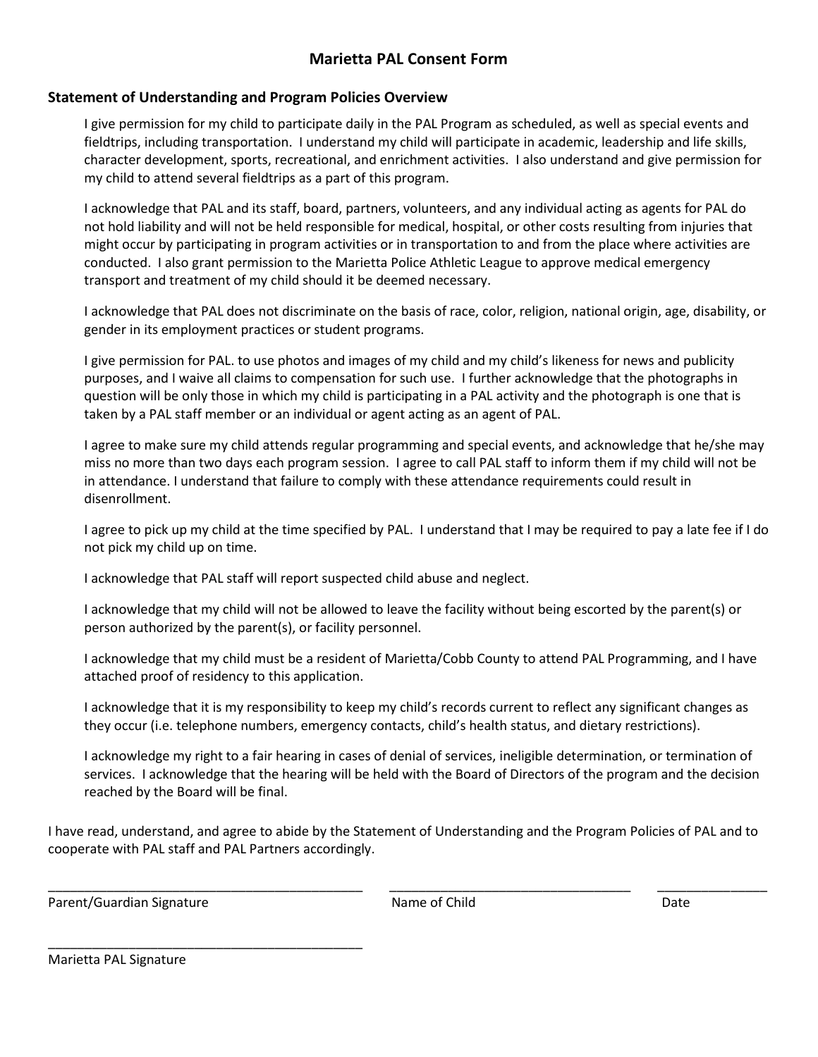# Marietta PAL Consent Form

### Statement of Understanding and Program Policies Overview

I give permission for my child to participate daily in the PAL Program as scheduled, as well as special events and fieldtrips, including transportation. I understand my child will participate in academic, leadership and life skills, character development, sports, recreational, and enrichment activities. I also understand and give permission for my child to attend several fieldtrips as a part of this program.

I acknowledge that PAL and its staff, board, partners, volunteers, and any individual acting as agents for PAL do not hold liability and will not be held responsible for medical, hospital, or other costs resulting from injuries that might occur by participating in program activities or in transportation to and from the place where activities are conducted. I also grant permission to the Marietta Police Athletic League to approve medical emergency transport and treatment of my child should it be deemed necessary.

I acknowledge that PAL does not discriminate on the basis of race, color, religion, national origin, age, disability, or gender in its employment practices or student programs.

I give permission for PAL. to use photos and images of my child and my child's likeness for news and publicity purposes, and I waive all claims to compensation for such use. I further acknowledge that the photographs in question will be only those in which my child is participating in a PAL activity and the photograph is one that is taken by a PAL staff member or an individual or agent acting as an agent of PAL.

I agree to make sure my child attends regular programming and special events, and acknowledge that he/she may miss no more than two days each program session. I agree to call PAL staff to inform them if my child will not be in attendance. I understand that failure to comply with these attendance requirements could result in disenrollment.

I agree to pick up my child at the time specified by PAL. I understand that I may be required to pay a late fee if I do not pick my child up on time.

I acknowledge that PAL staff will report suspected child abuse and neglect.

I acknowledge that my child will not be allowed to leave the facility without being escorted by the parent(s) or person authorized by the parent(s), or facility personnel.

I acknowledge that my child must be a resident of Marietta/Cobb County to attend PAL Programming, and I have attached proof of residency to this application.

I acknowledge that it is my responsibility to keep my child's records current to reflect any significant changes as they occur (i.e. telephone numbers, emergency contacts, child's health status, and dietary restrictions).

I acknowledge my right to a fair hearing in cases of denial of services, ineligible determination, or termination of services. I acknowledge that the hearing will be held with the Board of Directors of the program and the decision reached by the Board will be final.

I have read, understand, and agree to abide by the Statement of Understanding and the Program Policies of PAL and to cooperate with PAL staff and PAL Partners accordingly.

_____________________________________________ ___________________________________ _______________

Parent/Guardian Signature Name of Child Date

_____________________________________________

Marietta PAL Signature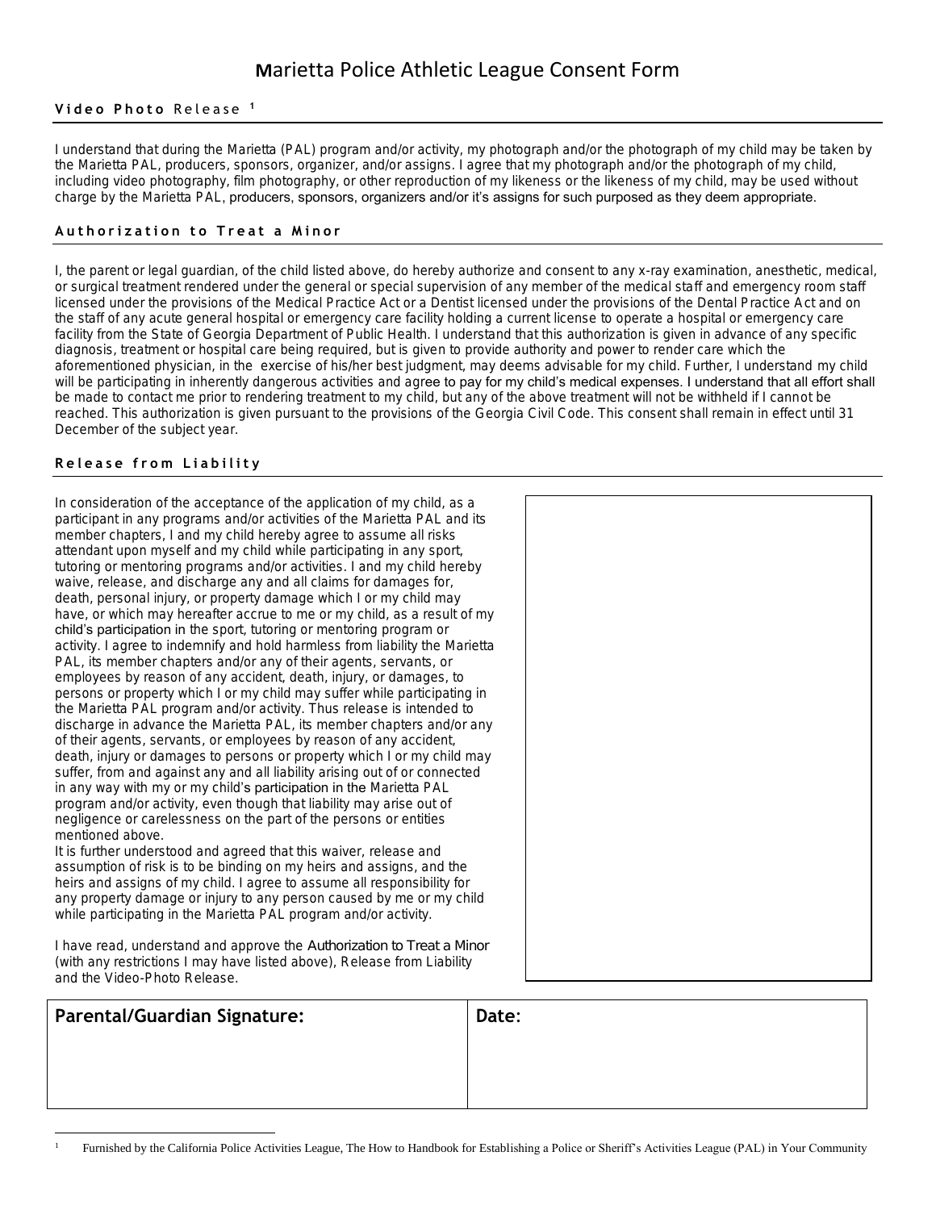# Marietta Police Athletic League Consent Form

## Video Photo Release [1]

I understand that during the Marietta (PAL) program and/or activity, my photograph and/or the photograph of my child may be taken by the Marietta PAL, producers, sponsors, organizer, and/or assigns. I agree that my photograph and/or the photograph of my child, including video photography, film photography, or other reproduction of my likeness or the likeness of my child, may be used without charge by the Marietta PAL, producers, sponsors, organizers and/or it's assigns for such purposed as they deem appropriate.

## Authorization to Treat a Minor

I, the parent or legal guardian, of the child listed above, do hereby authorize and consent to any x-ray examination, anesthetic, medical, or surgical treatment rendered under the general or special supervision of any member of the medical staff and emergency room staff licensed under the provisions of the Medical Practice Act or a Dentist licensed under the provisions of the Dental Practice Act and on the staff of any acute general hospital or emergency care facility holding a current license to operate a hospital or emergency care facility from the State of Georgia Department of Public Health. I understand that this authorization is given in advance of any specific diagnosis, treatment or hospital care being required, but is given to provide authority and power to render care which the aforementioned physician, in the exercise of his/her best judgment, may deems advisable for my child. Further, I understand my child will be participating in inherently dangerous activities and agree to pay for my child's medical expenses. I understand that all effort shall be made to contact me prior to rendering treatment to my child, but any of the above treatment will not be withheld if I cannot be reached. This authorization is given pursuant to the provisions of the Georgia Civil Code. This consent shall remain in effect until 31 December of the subject year.

## Release from Liability

In consideration of the acceptance of the application of my child, as a participant in any programs and/or activities of the Marietta PAL and its member chapters, I and my child hereby agree to assume all risks attendant upon myself and my child while participating in any sport, tutoring or mentoring programs and/or activities. I and my child hereby waive, release, and discharge any and all claims for damages for, death, personal injury, or property damage which I or my child may have, or which may hereafter accrue to me or my child, as a result of my child's participation in the sport, tutoring or mentoring program or activity. I agree to indemnify and hold harmless from liability the Marietta PAL, its member chapters and/or any of their agents, servants, or employees by reason of any accident, death, injury, or damages, to persons or property which I or my child may suffer while participating in the Marietta PAL program and/or activity. Thus release is intended to discharge in advance the Marietta PAL, its member chapters and/or any of their agents, servants, or employees by reason of any accident, death, injury or damages to persons or property which I or my child may suffer, from and against any and all liability arising out of or connected in any way with my or my child's participation in the Marietta PAL program and/or activity, even though that liability may arise out of negligence or carelessness on the part of the persons or entities mentioned above.

It is further understood and agreed that this waiver, release and assumption of risk is to be binding on my heirs and assigns, and the heirs and assigns of my child. I agree to assume all responsibility for any property damage or injury to any person caused by me or my child while participating in the Marietta PAL program and/or activity.

I have read, understand and approve the Authorization to Treat a Minor (with any restrictions I may have listed above), Release from Liability and the Video-Photo Release.

| **Parental/Guardian Signature:** | **Date:** |
| --- | --- |
| | |

[1] Furnished by the California Police Activities League, The How to Handbook for Establishing a Police or Sheriff's Activities League (PAL) in Your Community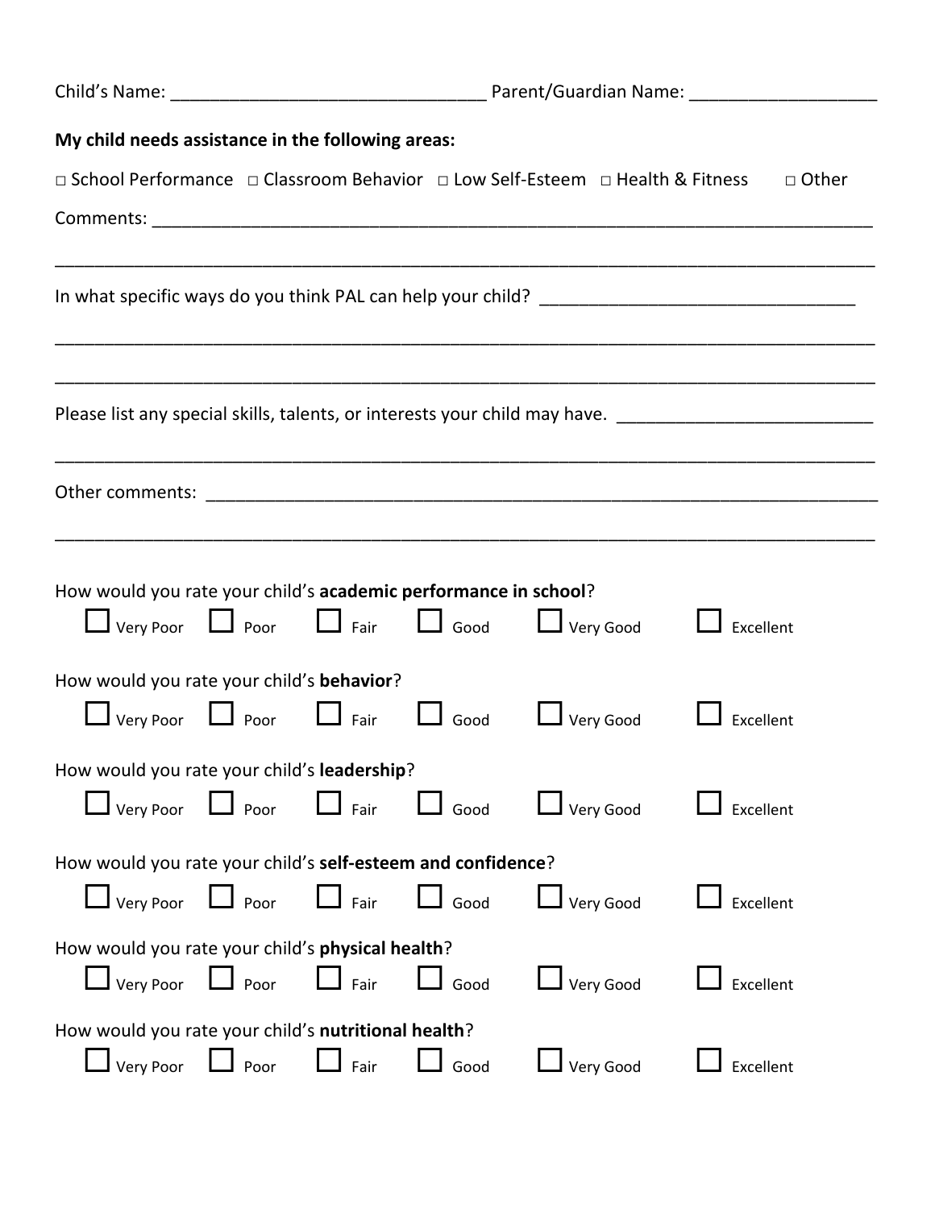Child's Name: _______________________________ Parent/Guardian Name: ___________________

**My child needs assistance in the following areas:**

□ School Performance □ Classroom Behavior □ Low Self-Esteem □ Health & Fitness □ Other

Comments: ___________________________________________________________________________

_____________________________________________________________________________________

In what specific ways do you think PAL can help your child? _______________________________

_____________________________________________________________________________________

_____________________________________________________________________________________

Please list any special skills, talents, or interests your child may have. __________________________

_____________________________________________________________________________________

Other comments: _____________________________________________________________________

_____________________________________________________________________________________

How would you rate your child's **academic performance in school**?

☐ Very Poor ☐ Poor ☐ Fair ☐ Good ☐ Very Good ☐ Excellent

How would you rate your child's **behavior**?

☐ Very Poor ☐ Poor ☐ Fair ☐ Good ☐ Very Good ☐ Excellent

How would you rate your child's **leadership**?

☐ Very Poor ☐ Poor ☐ Fair ☐ Good ☐ Very Good ☐ Excellent

How would you rate your child's **self-esteem and confidence**?

☐ Very Poor ☐ Poor ☐ Fair ☐ Good ☐ Very Good ☐ Excellent

How would you rate your child's **physical health**?

☐ Very Poor ☐ Poor ☐ Fair ☐ Good ☐ Very Good ☐ Excellent

How would you rate your child's **nutritional health**?

☐ Very Poor ☐ Poor ☐ Fair ☐ Good ☐ Very Good ☐ Excellent